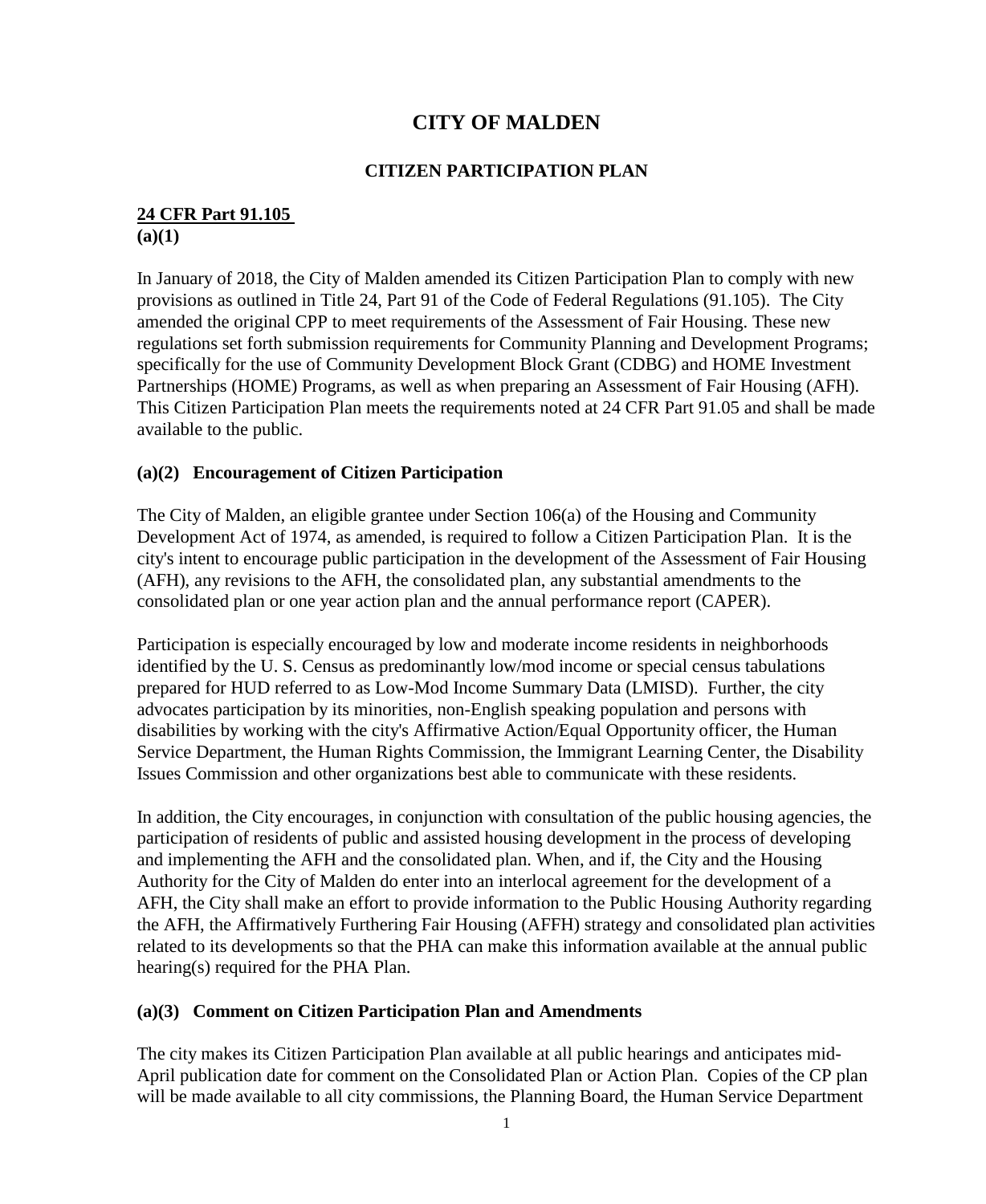# CITY OF MALDEN

## CITIZEN PARTICIPATION PLAN

**24 CFR Part 91.105**
**(a)(1)**

In January of 2018, the City of Malden amended its Citizen Participation Plan to comply with new provisions as outlined in Title 24, Part 91 of the Code of Federal Regulations (91.105). The City amended the original CPP to meet requirements of the Assessment of Fair Housing. These new regulations set forth submission requirements for Community Planning and Development Programs; specifically for the use of Community Development Block Grant (CDBG) and HOME Investment Partnerships (HOME) Programs, as well as when preparing an Assessment of Fair Housing (AFH). This Citizen Participation Plan meets the requirements noted at 24 CFR Part 91.05 and shall be made available to the public.

### (a)(2) Encouragement of Citizen Participation

The City of Malden, an eligible grantee under Section 106(a) of the Housing and Community Development Act of 1974, as amended, is required to follow a Citizen Participation Plan. It is the city's intent to encourage public participation in the development of the Assessment of Fair Housing (AFH), any revisions to the AFH, the consolidated plan, any substantial amendments to the consolidated plan or one year action plan and the annual performance report (CAPER).

Participation is especially encouraged by low and moderate income residents in neighborhoods identified by the U. S. Census as predominantly low/mod income or special census tabulations prepared for HUD referred to as Low-Mod Income Summary Data (LMISD). Further, the city advocates participation by its minorities, non-English speaking population and persons with disabilities by working with the city's Affirmative Action/Equal Opportunity officer, the Human Service Department, the Human Rights Commission, the Immigrant Learning Center, the Disability Issues Commission and other organizations best able to communicate with these residents.

In addition, the City encourages, in conjunction with consultation of the public housing agencies, the participation of residents of public and assisted housing development in the process of developing and implementing the AFH and the consolidated plan. When, and if, the City and the Housing Authority for the City of Malden do enter into an interlocal agreement for the development of a AFH, the City shall make an effort to provide information to the Public Housing Authority regarding the AFH, the Affirmatively Furthering Fair Housing (AFFH) strategy and consolidated plan activities related to its developments so that the PHA can make this information available at the annual public hearing(s) required for the PHA Plan.

### (a)(3) Comment on Citizen Participation Plan and Amendments

The city makes its Citizen Participation Plan available at all public hearings and anticipates mid-April publication date for comment on the Consolidated Plan or Action Plan. Copies of the CP plan will be made available to all city commissions, the Planning Board, the Human Service Department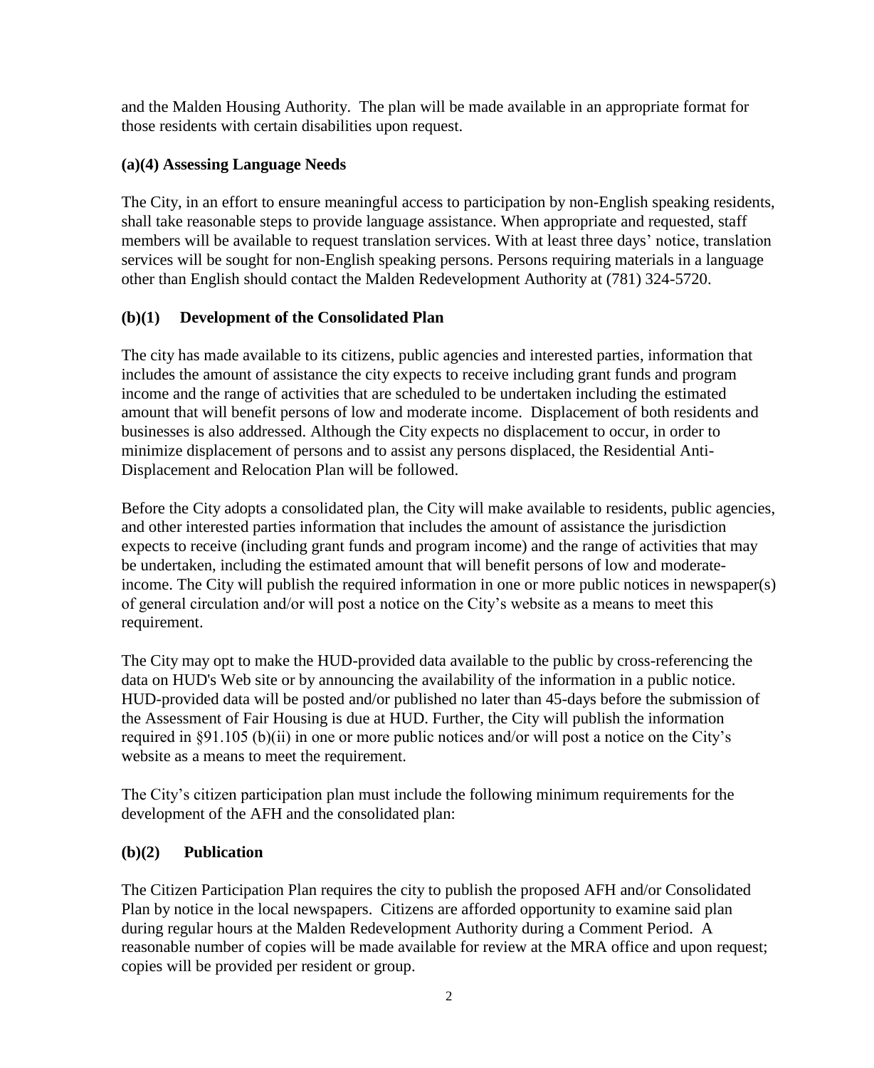and the Malden Housing Authority. The plan will be made available in an appropriate format for those residents with certain disabilities upon request.

### (a)(4) Assessing Language Needs

The City, in an effort to ensure meaningful access to participation by non-English speaking residents, shall take reasonable steps to provide language assistance. When appropriate and requested, staff members will be available to request translation services. With at least three days' notice, translation services will be sought for non-English speaking persons. Persons requiring materials in a language other than English should contact the Malden Redevelopment Authority at (781) 324-5720.

### (b)(1) Development of the Consolidated Plan

The city has made available to its citizens, public agencies and interested parties, information that includes the amount of assistance the city expects to receive including grant funds and program income and the range of activities that are scheduled to be undertaken including the estimated amount that will benefit persons of low and moderate income. Displacement of both residents and businesses is also addressed. Although the City expects no displacement to occur, in order to minimize displacement of persons and to assist any persons displaced, the Residential Anti-Displacement and Relocation Plan will be followed.

Before the City adopts a consolidated plan, the City will make available to residents, public agencies, and other interested parties information that includes the amount of assistance the jurisdiction expects to receive (including grant funds and program income) and the range of activities that may be undertaken, including the estimated amount that will benefit persons of low and moderate-income. The City will publish the required information in one or more public notices in newspaper(s) of general circulation and/or will post a notice on the City's website as a means to meet this requirement.

The City may opt to make the HUD-provided data available to the public by cross-referencing the data on HUD's Web site or by announcing the availability of the information in a public notice. HUD-provided data will be posted and/or published no later than 45-days before the submission of the Assessment of Fair Housing is due at HUD. Further, the City will publish the information required in §91.105 (b)(ii) in one or more public notices and/or will post a notice on the City's website as a means to meet the requirement.

The City's citizen participation plan must include the following minimum requirements for the development of the AFH and the consolidated plan:

### (b)(2) Publication

The Citizen Participation Plan requires the city to publish the proposed AFH and/or Consolidated Plan by notice in the local newspapers. Citizens are afforded opportunity to examine said plan during regular hours at the Malden Redevelopment Authority during a Comment Period. A reasonable number of copies will be made available for review at the MRA office and upon request; copies will be provided per resident or group.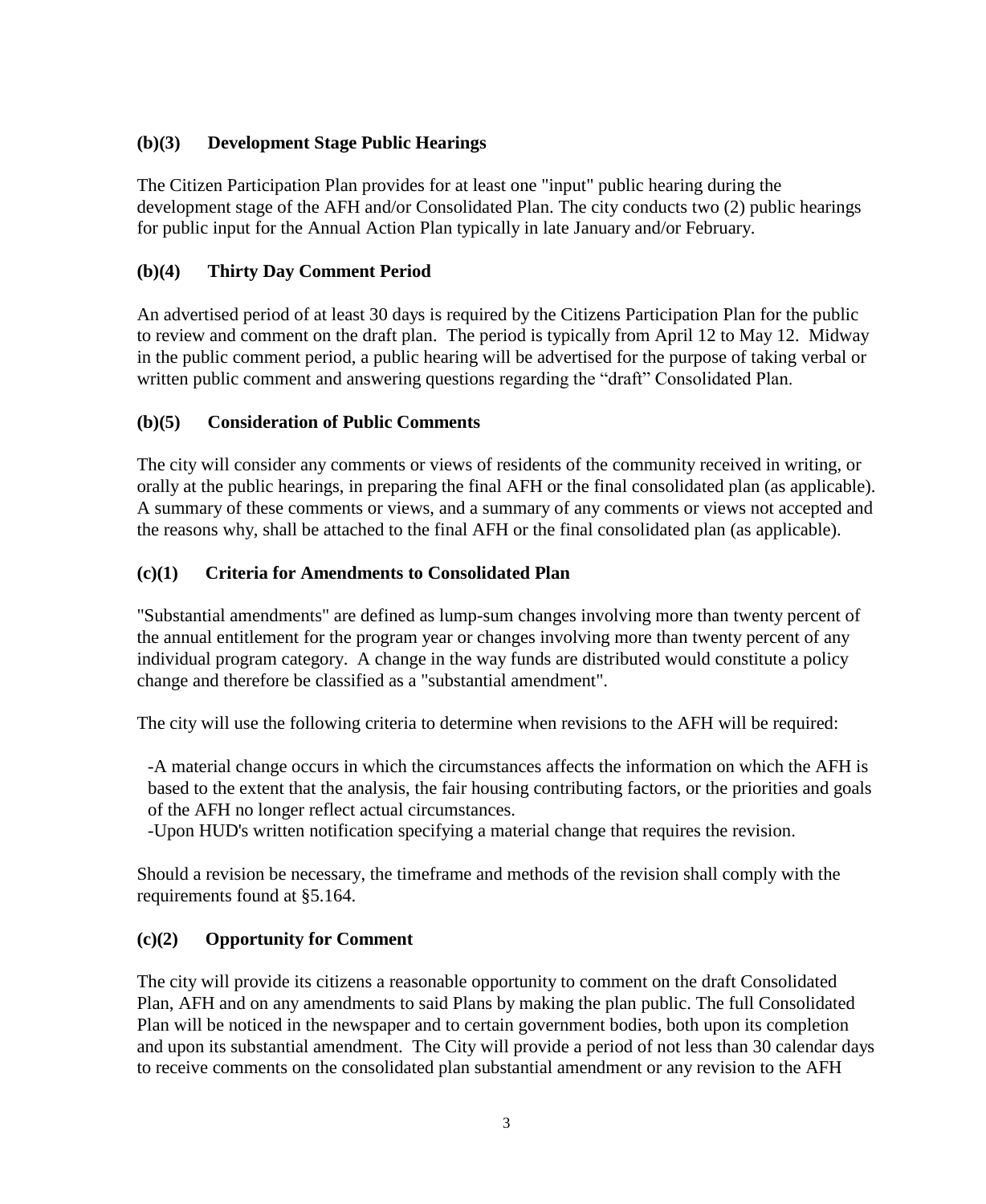### (b)(3) Development Stage Public Hearings

The Citizen Participation Plan provides for at least one "input" public hearing during the development stage of the AFH and/or Consolidated Plan. The city conducts two (2) public hearings for public input for the Annual Action Plan typically in late January and/or February.

### (b)(4) Thirty Day Comment Period

An advertised period of at least 30 days is required by the Citizens Participation Plan for the public to review and comment on the draft plan. The period is typically from April 12 to May 12. Midway in the public comment period, a public hearing will be advertised for the purpose of taking verbal or written public comment and answering questions regarding the "draft" Consolidated Plan.

### (b)(5) Consideration of Public Comments

The city will consider any comments or views of residents of the community received in writing, or orally at the public hearings, in preparing the final AFH or the final consolidated plan (as applicable). A summary of these comments or views, and a summary of any comments or views not accepted and the reasons why, shall be attached to the final AFH or the final consolidated plan (as applicable).

### (c)(1) Criteria for Amendments to Consolidated Plan

"Substantial amendments" are defined as lump-sum changes involving more than twenty percent of the annual entitlement for the program year or changes involving more than twenty percent of any individual program category. A change in the way funds are distributed would constitute a policy change and therefore be classified as a "substantial amendment".

The city will use the following criteria to determine when revisions to the AFH will be required:

- A material change occurs in which the circumstances affects the information on which the AFH is based to the extent that the analysis, the fair housing contributing factors, or the priorities and goals of the AFH no longer reflect actual circumstances.
- Upon HUD's written notification specifying a material change that requires the revision.

Should a revision be necessary, the timeframe and methods of the revision shall comply with the requirements found at §5.164.

### (c)(2) Opportunity for Comment

The city will provide its citizens a reasonable opportunity to comment on the draft Consolidated Plan, AFH and on any amendments to said Plans by making the plan public. The full Consolidated Plan will be noticed in the newspaper and to certain government bodies, both upon its completion and upon its substantial amendment. The City will provide a period of not less than 30 calendar days to receive comments on the consolidated plan substantial amendment or any revision to the AFH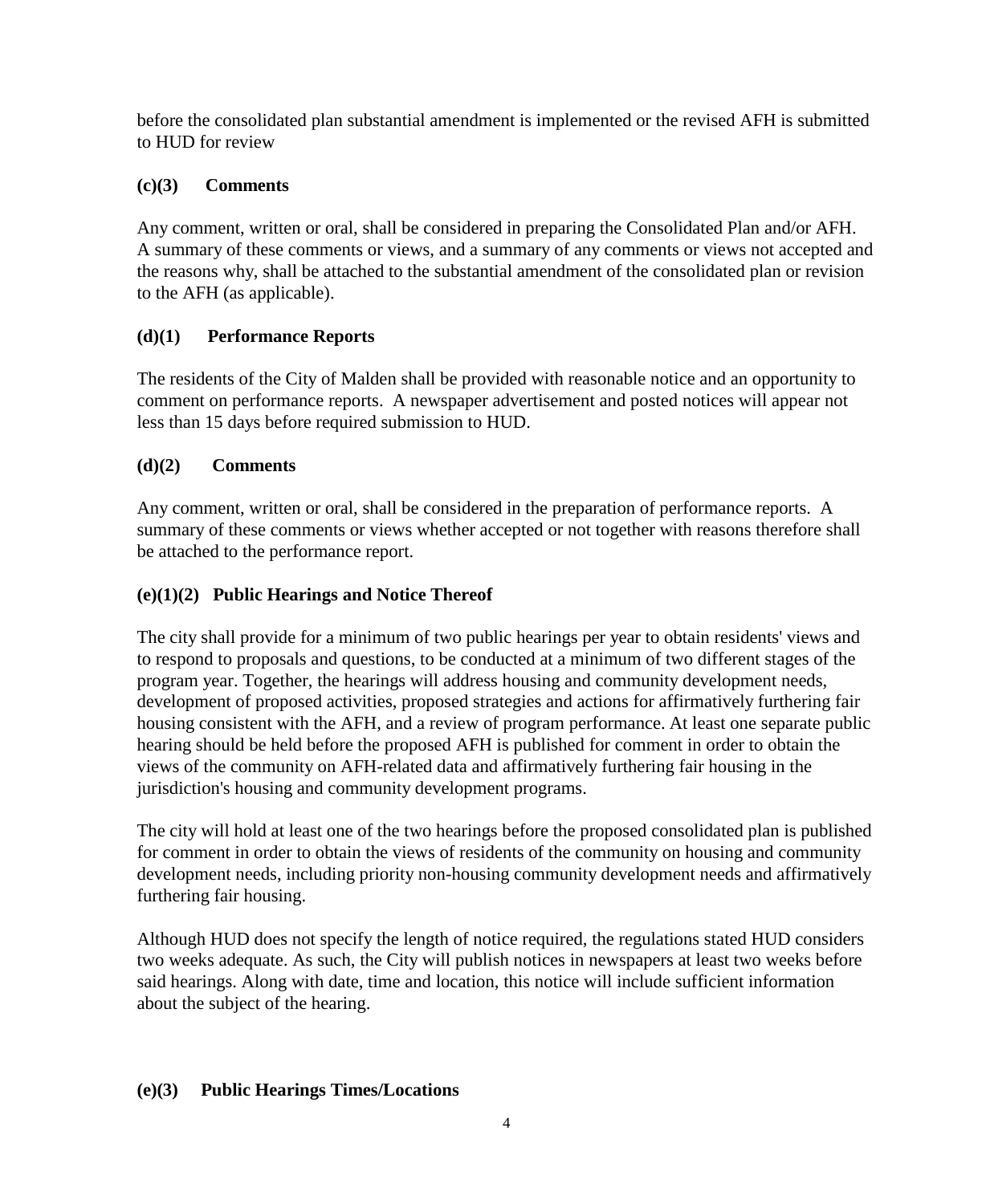before the consolidated plan substantial amendment is implemented or the revised AFH is submitted to HUD for review

**(c)(3) Comments**

Any comment, written or oral, shall be considered in preparing the Consolidated Plan and/or AFH. A summary of these comments or views, and a summary of any comments or views not accepted and the reasons why, shall be attached to the substantial amendment of the consolidated plan or revision to the AFH (as applicable).

**(d)(1) Performance Reports**

The residents of the City of Malden shall be provided with reasonable notice and an opportunity to comment on performance reports. A newspaper advertisement and posted notices will appear not less than 15 days before required submission to HUD.

**(d)(2) Comments**

Any comment, written or oral, shall be considered in the preparation of performance reports. A summary of these comments or views whether accepted or not together with reasons therefore shall be attached to the performance report.

**(e)(1)(2) Public Hearings and Notice Thereof**

The city shall provide for a minimum of two public hearings per year to obtain residents' views and to respond to proposals and questions, to be conducted at a minimum of two different stages of the program year. Together, the hearings will address housing and community development needs, development of proposed activities, proposed strategies and actions for affirmatively furthering fair housing consistent with the AFH, and a review of program performance. At least one separate public hearing should be held before the proposed AFH is published for comment in order to obtain the views of the community on AFH-related data and affirmatively furthering fair housing in the jurisdiction's housing and community development programs.

The city will hold at least one of the two hearings before the proposed consolidated plan is published for comment in order to obtain the views of residents of the community on housing and community development needs, including priority non-housing community development needs and affirmatively furthering fair housing.

Although HUD does not specify the length of notice required, the regulations stated HUD considers two weeks adequate. As such, the City will publish notices in newspapers at least two weeks before said hearings. Along with date, time and location, this notice will include sufficient information about the subject of the hearing.

**(e)(3) Public Hearings Times/Locations**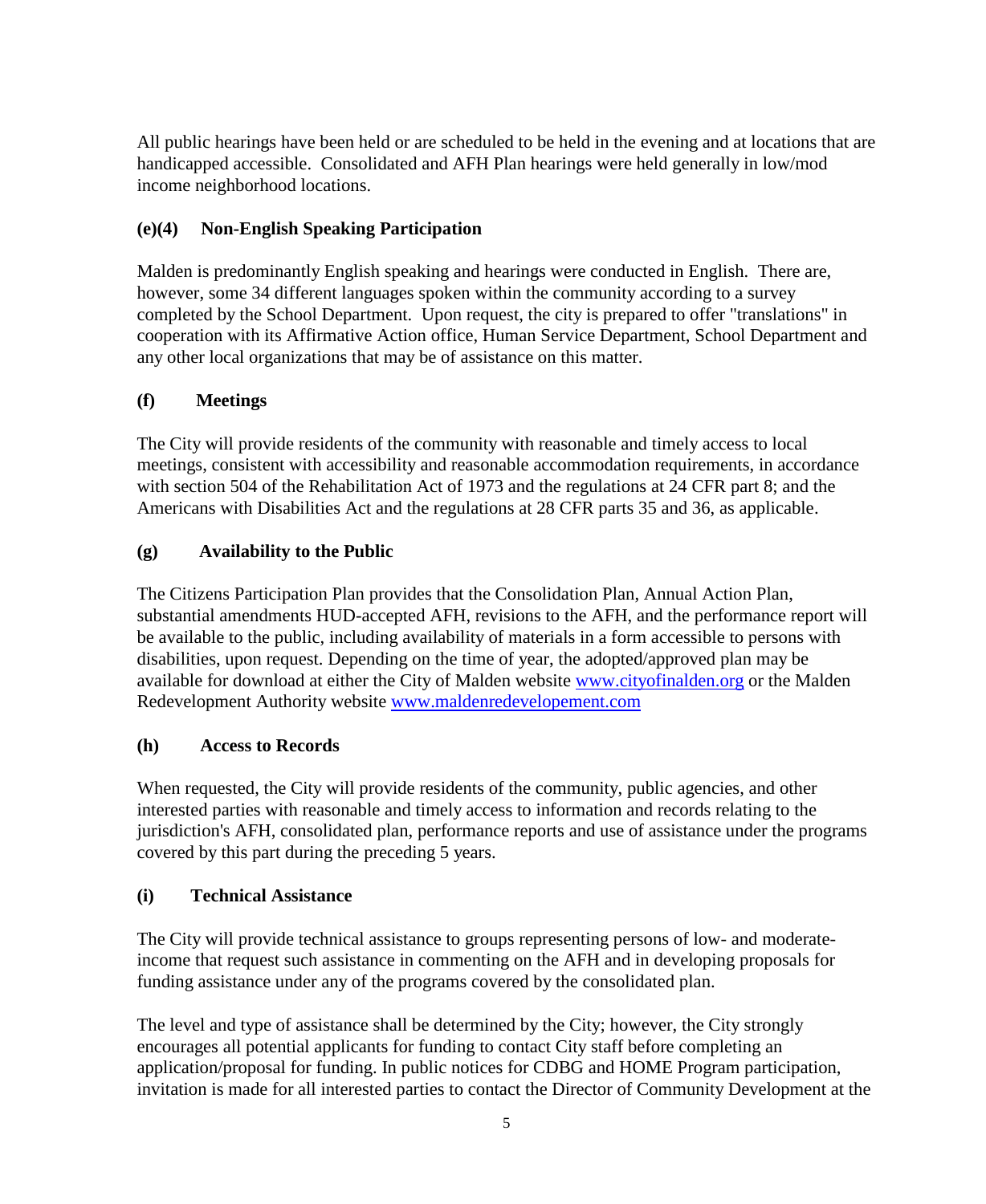All public hearings have been held or are scheduled to be held in the evening and at locations that are handicapped accessible. Consolidated and AFH Plan hearings were held generally in low/mod income neighborhood locations.

### (e)(4) Non-English Speaking Participation

Malden is predominantly English speaking and hearings were conducted in English. There are, however, some 34 different languages spoken within the community according to a survey completed by the School Department. Upon request, the city is prepared to offer "translations" in cooperation with its Affirmative Action office, Human Service Department, School Department and any other local organizations that may be of assistance on this matter.

### (f) Meetings

The City will provide residents of the community with reasonable and timely access to local meetings, consistent with accessibility and reasonable accommodation requirements, in accordance with section 504 of the Rehabilitation Act of 1973 and the regulations at 24 CFR part 8; and the Americans with Disabilities Act and the regulations at 28 CFR parts 35 and 36, as applicable.

### (g) Availability to the Public

The Citizens Participation Plan provides that the Consolidation Plan, Annual Action Plan, substantial amendments HUD-accepted AFH, revisions to the AFH, and the performance report will be available to the public, including availability of materials in a form accessible to persons with disabilities, upon request. Depending on the time of year, the adopted/approved plan may be available for download at either the City of Malden website [www.cityofinalden.org](www.cityofinalden.org) or the Malden Redevelopment Authority website [www.maldenredevelopement.com](www.maldenredevelopement.com)

### (h) Access to Records

When requested, the City will provide residents of the community, public agencies, and other interested parties with reasonable and timely access to information and records relating to the jurisdiction's AFH, consolidated plan, performance reports and use of assistance under the programs covered by this part during the preceding 5 years.

### (i) Technical Assistance

The City will provide technical assistance to groups representing persons of low- and moderate-income that request such assistance in commenting on the AFH and in developing proposals for funding assistance under any of the programs covered by the consolidated plan.

The level and type of assistance shall be determined by the City; however, the City strongly encourages all potential applicants for funding to contact City staff before completing an application/proposal for funding. In public notices for CDBG and HOME Program participation, invitation is made for all interested parties to contact the Director of Community Development at the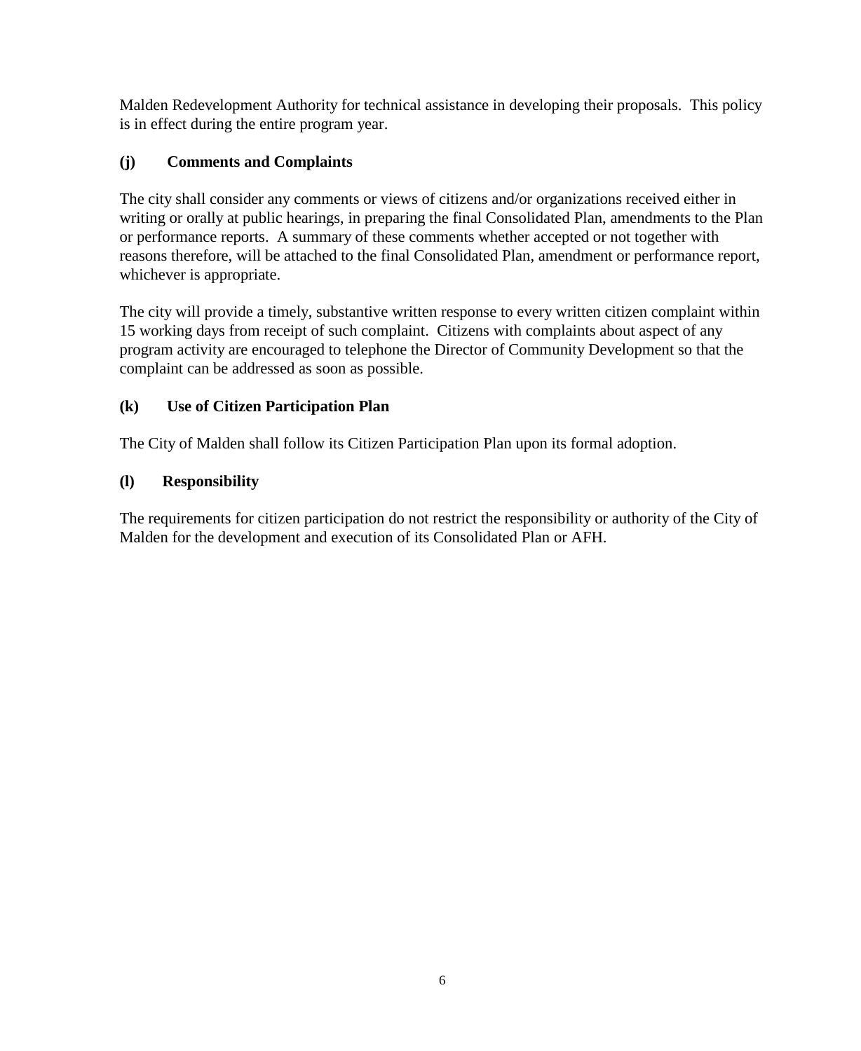Malden Redevelopment Authority for technical assistance in developing their proposals. This policy is in effect during the entire program year.

**(j) Comments and Complaints**

The city shall consider any comments or views of citizens and/or organizations received either in writing or orally at public hearings, in preparing the final Consolidated Plan, amendments to the Plan or performance reports. A summary of these comments whether accepted or not together with reasons therefore, will be attached to the final Consolidated Plan, amendment or performance report, whichever is appropriate.

The city will provide a timely, substantive written response to every written citizen complaint within 15 working days from receipt of such complaint. Citizens with complaints about aspect of any program activity are encouraged to telephone the Director of Community Development so that the complaint can be addressed as soon as possible.

**(k) Use of Citizen Participation Plan**

The City of Malden shall follow its Citizen Participation Plan upon its formal adoption.

**(l) Responsibility**

The requirements for citizen participation do not restrict the responsibility or authority of the City of Malden for the development and execution of its Consolidated Plan or AFH.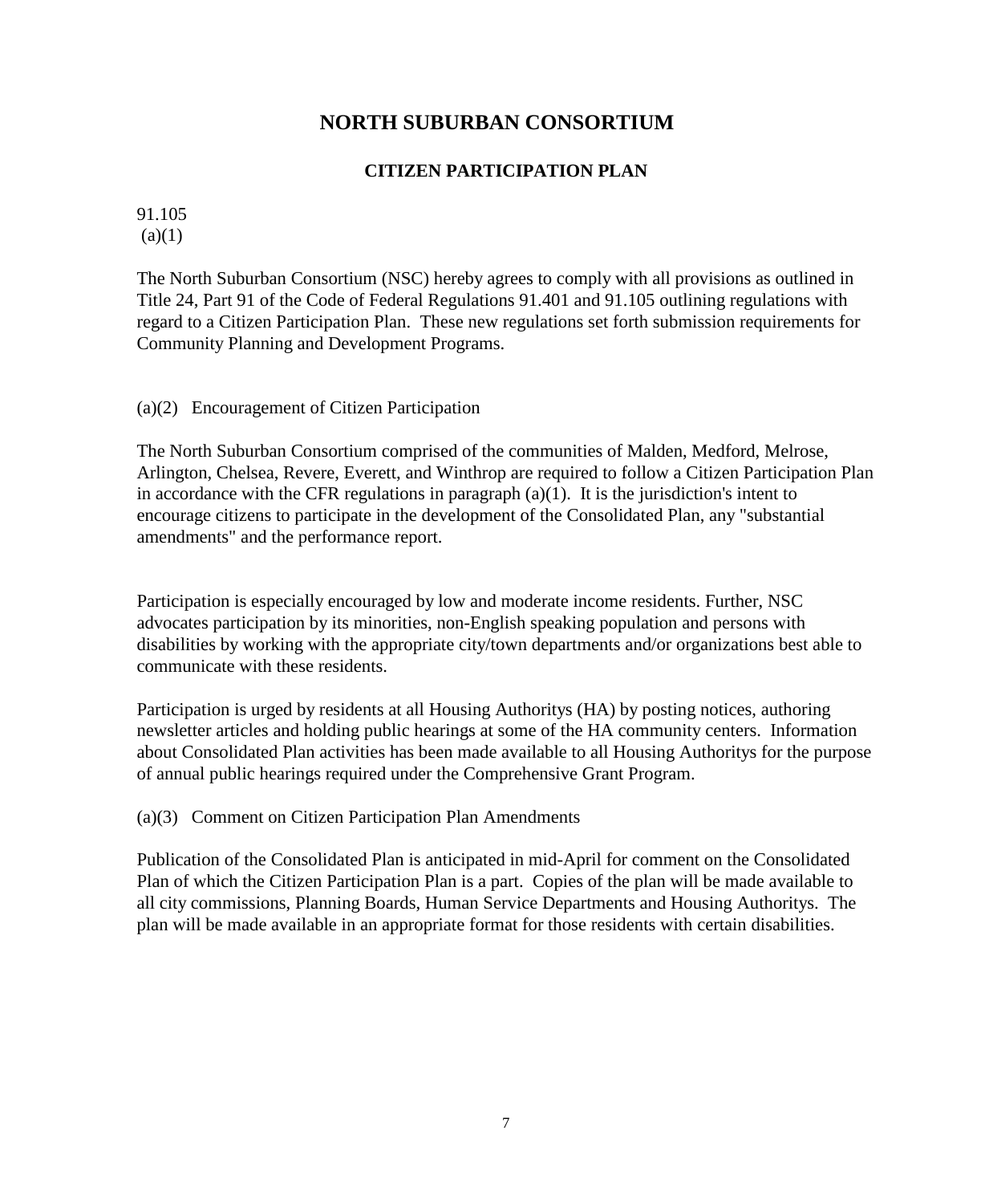# NORTH SUBURBAN CONSORTIUM

## CITIZEN PARTICIPATION PLAN

91.105
(a)(1)

The North Suburban Consortium (NSC) hereby agrees to comply with all provisions as outlined in Title 24, Part 91 of the Code of Federal Regulations 91.401 and 91.105 outlining regulations with regard to a Citizen Participation Plan. These new regulations set forth submission requirements for Community Planning and Development Programs.

(a)(2) Encouragement of Citizen Participation

The North Suburban Consortium comprised of the communities of Malden, Medford, Melrose, Arlington, Chelsea, Revere, Everett, and Winthrop are required to follow a Citizen Participation Plan in accordance with the CFR regulations in paragraph (a)(1). It is the jurisdiction's intent to encourage citizens to participate in the development of the Consolidated Plan, any "substantial amendments" and the performance report.

Participation is especially encouraged by low and moderate income residents. Further, NSC advocates participation by its minorities, non-English speaking population and persons with disabilities by working with the appropriate city/town departments and/or organizations best able to communicate with these residents.

Participation is urged by residents at all Housing Authoritys (HA) by posting notices, authoring newsletter articles and holding public hearings at some of the HA community centers. Information about Consolidated Plan activities has been made available to all Housing Authoritys for the purpose of annual public hearings required under the Comprehensive Grant Program.

(a)(3) Comment on Citizen Participation Plan Amendments

Publication of the Consolidated Plan is anticipated in mid-April for comment on the Consolidated Plan of which the Citizen Participation Plan is a part. Copies of the plan will be made available to all city commissions, Planning Boards, Human Service Departments and Housing Authoritys. The plan will be made available in an appropriate format for those residents with certain disabilities.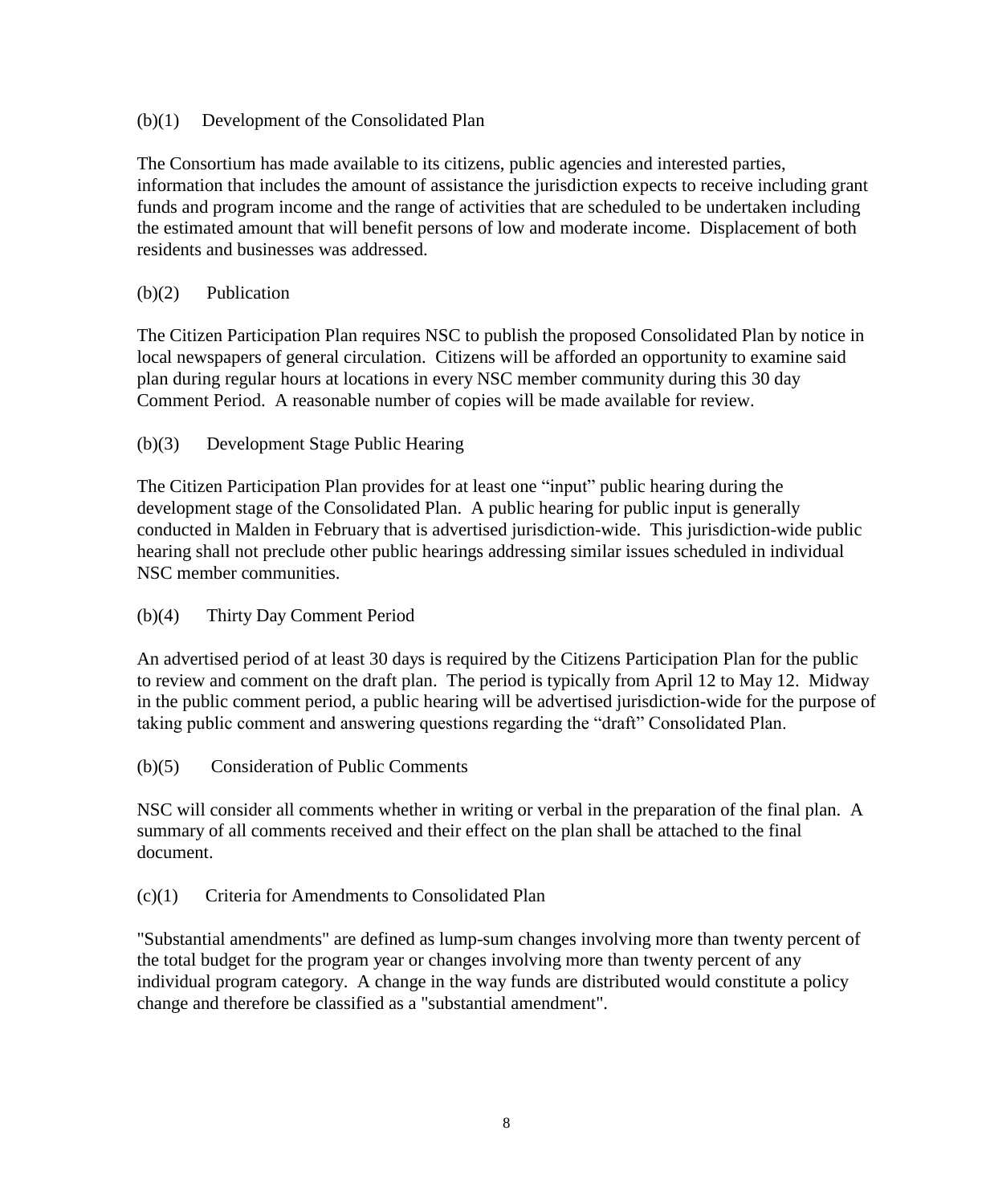(b)(1) Development of the Consolidated Plan

The Consortium has made available to its citizens, public agencies and interested parties, information that includes the amount of assistance the jurisdiction expects to receive including grant funds and program income and the range of activities that are scheduled to be undertaken including the estimated amount that will benefit persons of low and moderate income. Displacement of both residents and businesses was addressed.

(b)(2) Publication

The Citizen Participation Plan requires NSC to publish the proposed Consolidated Plan by notice in local newspapers of general circulation. Citizens will be afforded an opportunity to examine said plan during regular hours at locations in every NSC member community during this 30 day Comment Period. A reasonable number of copies will be made available for review.

(b)(3) Development Stage Public Hearing

The Citizen Participation Plan provides for at least one "input" public hearing during the development stage of the Consolidated Plan. A public hearing for public input is generally conducted in Malden in February that is advertised jurisdiction-wide. This jurisdiction-wide public hearing shall not preclude other public hearings addressing similar issues scheduled in individual NSC member communities.

(b)(4) Thirty Day Comment Period

An advertised period of at least 30 days is required by the Citizens Participation Plan for the public to review and comment on the draft plan. The period is typically from April 12 to May 12. Midway in the public comment period, a public hearing will be advertised jurisdiction-wide for the purpose of taking public comment and answering questions regarding the "draft" Consolidated Plan.

(b)(5) Consideration of Public Comments

NSC will consider all comments whether in writing or verbal in the preparation of the final plan. A summary of all comments received and their effect on the plan shall be attached to the final document.

(c)(1) Criteria for Amendments to Consolidated Plan

"Substantial amendments" are defined as lump-sum changes involving more than twenty percent of the total budget for the program year or changes involving more than twenty percent of any individual program category. A change in the way funds are distributed would constitute a policy change and therefore be classified as a "substantial amendment".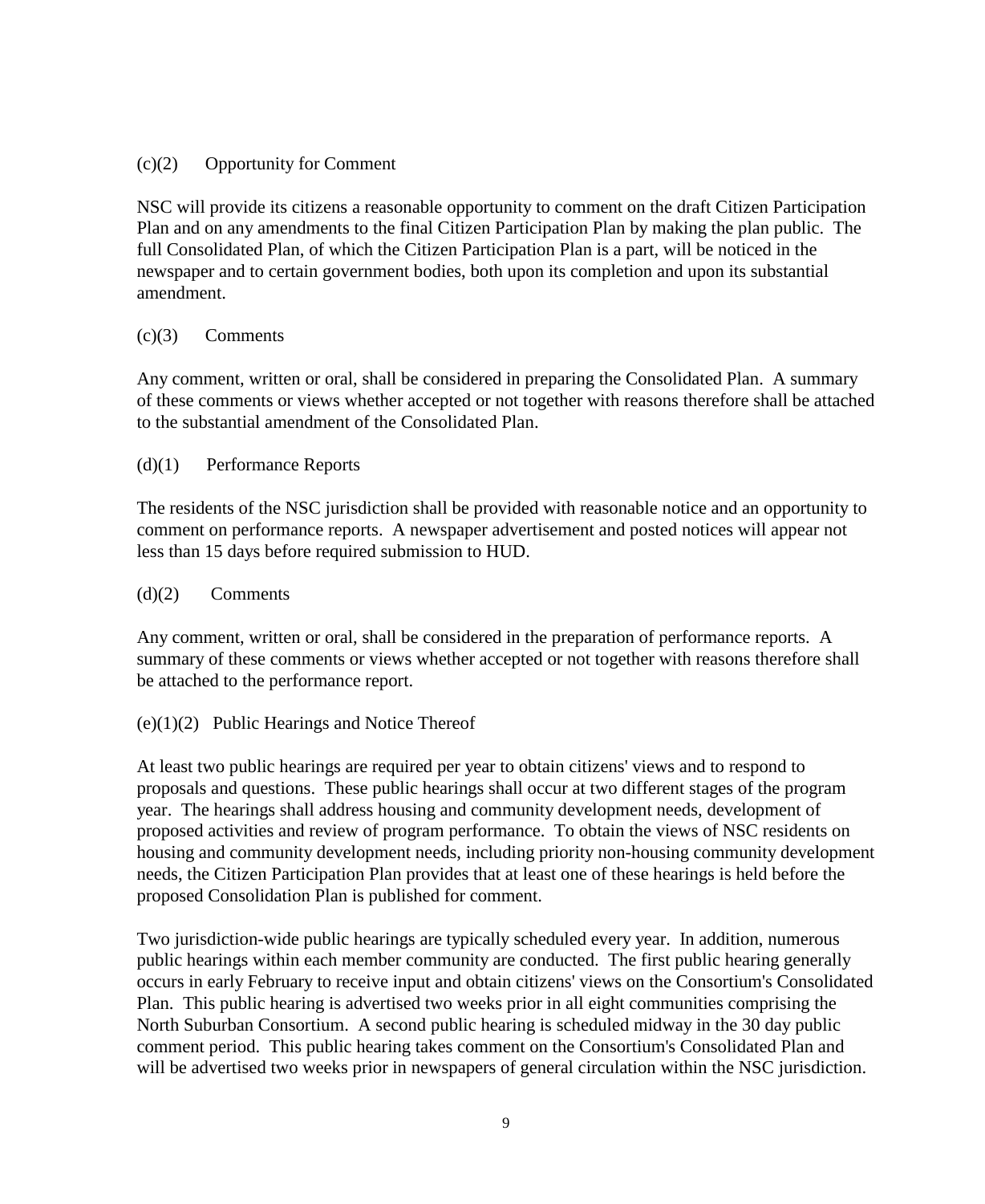(c)(2) Opportunity for Comment

NSC will provide its citizens a reasonable opportunity to comment on the draft Citizen Participation Plan and on any amendments to the final Citizen Participation Plan by making the plan public. The full Consolidated Plan, of which the Citizen Participation Plan is a part, will be noticed in the newspaper and to certain government bodies, both upon its completion and upon its substantial amendment.

(c)(3) Comments

Any comment, written or oral, shall be considered in preparing the Consolidated Plan. A summary of these comments or views whether accepted or not together with reasons therefore shall be attached to the substantial amendment of the Consolidated Plan.

(d)(1) Performance Reports

The residents of the NSC jurisdiction shall be provided with reasonable notice and an opportunity to comment on performance reports. A newspaper advertisement and posted notices will appear not less than 15 days before required submission to HUD.

(d)(2) Comments

Any comment, written or oral, shall be considered in the preparation of performance reports. A summary of these comments or views whether accepted or not together with reasons therefore shall be attached to the performance report.

(e)(1)(2) Public Hearings and Notice Thereof

At least two public hearings are required per year to obtain citizens' views and to respond to proposals and questions. These public hearings shall occur at two different stages of the program year. The hearings shall address housing and community development needs, development of proposed activities and review of program performance. To obtain the views of NSC residents on housing and community development needs, including priority non-housing community development needs, the Citizen Participation Plan provides that at least one of these hearings is held before the proposed Consolidation Plan is published for comment.

Two jurisdiction-wide public hearings are typically scheduled every year. In addition, numerous public hearings within each member community are conducted. The first public hearing generally occurs in early February to receive input and obtain citizens' views on the Consortium's Consolidated Plan. This public hearing is advertised two weeks prior in all eight communities comprising the North Suburban Consortium. A second public hearing is scheduled midway in the 30 day public comment period. This public hearing takes comment on the Consortium's Consolidated Plan and will be advertised two weeks prior in newspapers of general circulation within the NSC jurisdiction.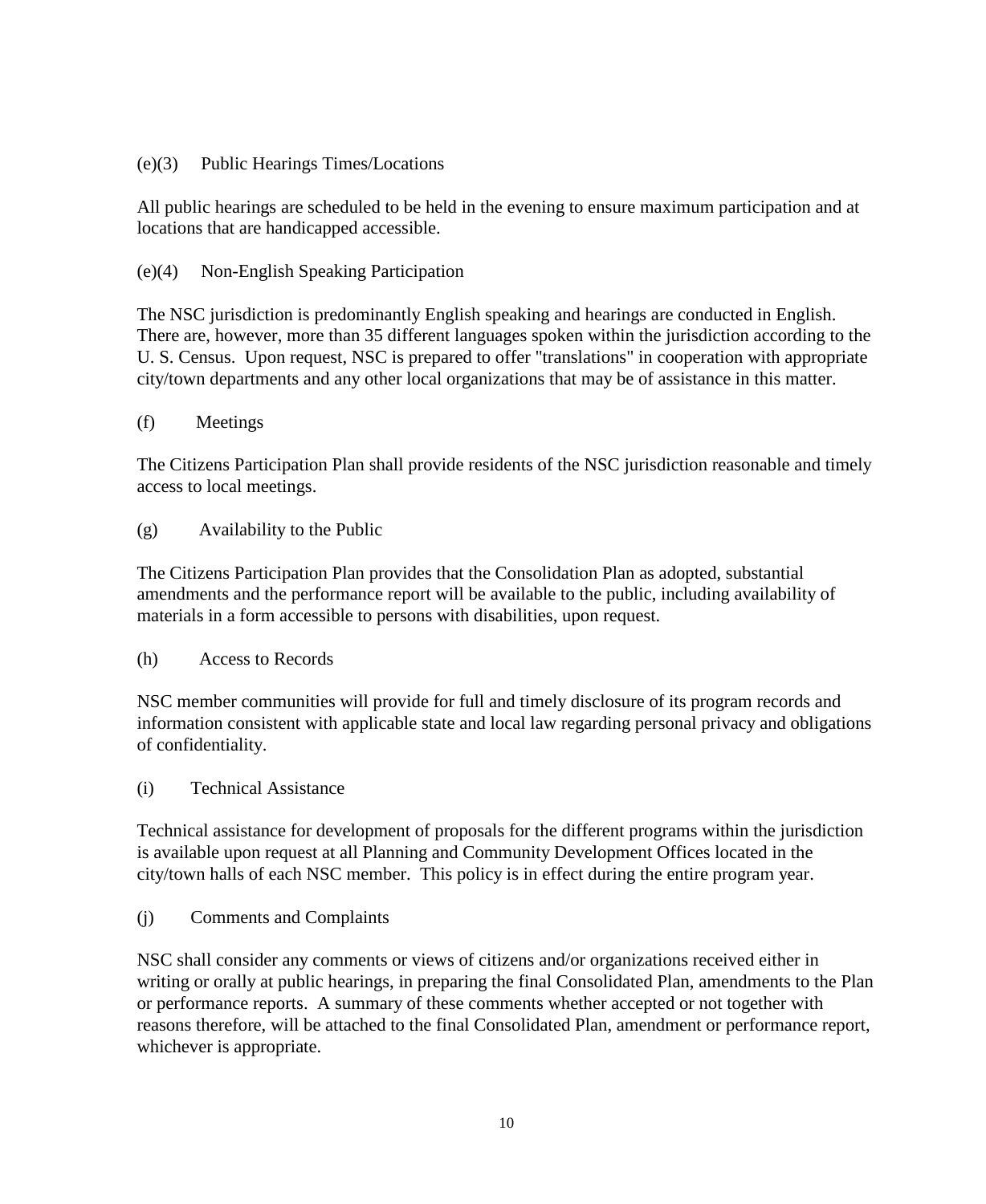(e)(3) Public Hearings Times/Locations

All public hearings are scheduled to be held in the evening to ensure maximum participation and at locations that are handicapped accessible.

(e)(4) Non-English Speaking Participation

The NSC jurisdiction is predominantly English speaking and hearings are conducted in English. There are, however, more than 35 different languages spoken within the jurisdiction according to the U. S. Census. Upon request, NSC is prepared to offer "translations" in cooperation with appropriate city/town departments and any other local organizations that may be of assistance in this matter.

(f) Meetings

The Citizens Participation Plan shall provide residents of the NSC jurisdiction reasonable and timely access to local meetings.

(g) Availability to the Public

The Citizens Participation Plan provides that the Consolidation Plan as adopted, substantial amendments and the performance report will be available to the public, including availability of materials in a form accessible to persons with disabilities, upon request.

(h) Access to Records

NSC member communities will provide for full and timely disclosure of its program records and information consistent with applicable state and local law regarding personal privacy and obligations of confidentiality.

(i) Technical Assistance

Technical assistance for development of proposals for the different programs within the jurisdiction is available upon request at all Planning and Community Development Offices located in the city/town halls of each NSC member. This policy is in effect during the entire program year.

(j) Comments and Complaints

NSC shall consider any comments or views of citizens and/or organizations received either in writing or orally at public hearings, in preparing the final Consolidated Plan, amendments to the Plan or performance reports. A summary of these comments whether accepted or not together with reasons therefore, will be attached to the final Consolidated Plan, amendment or performance report, whichever is appropriate.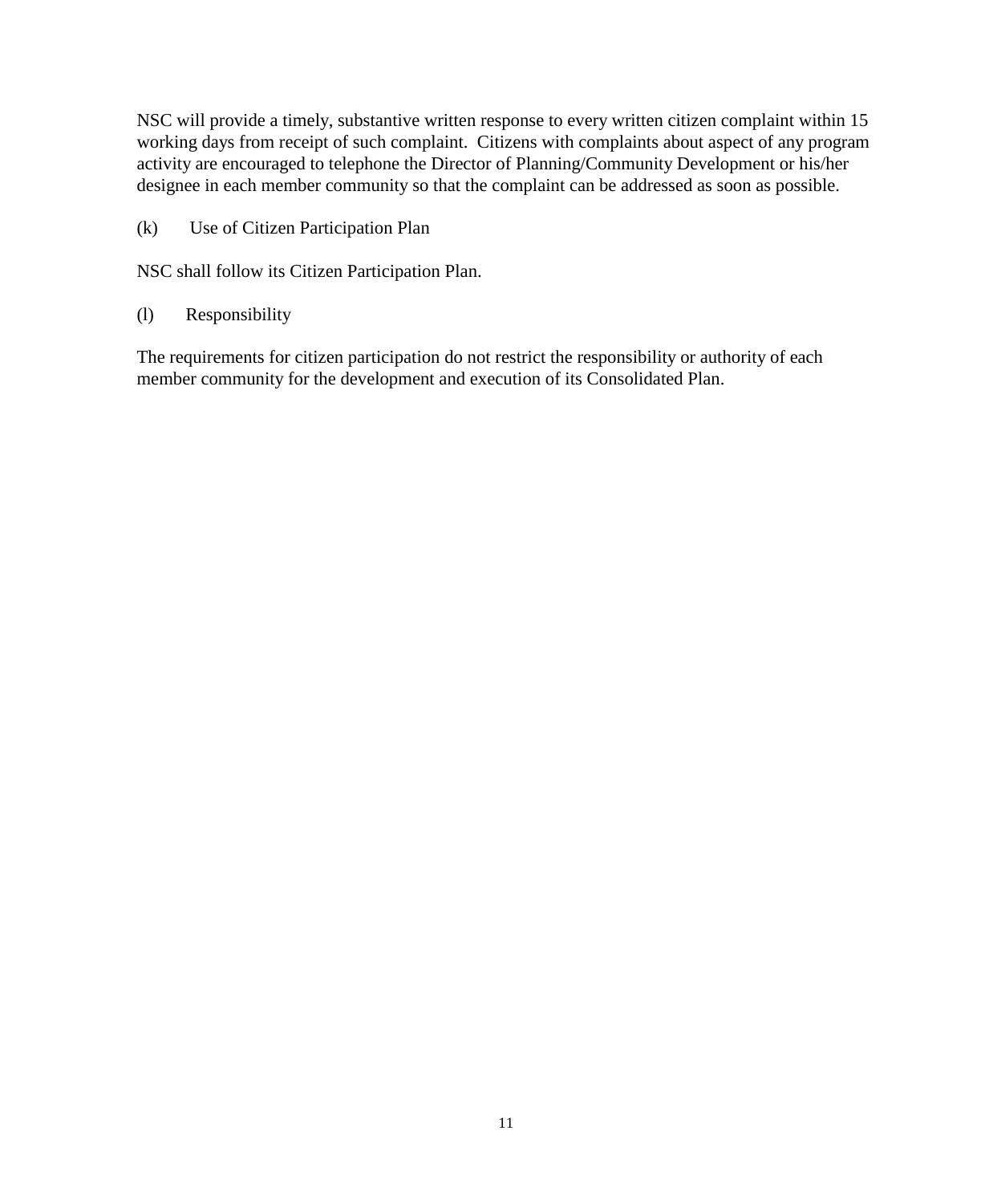NSC will provide a timely, substantive written response to every written citizen complaint within 15 working days from receipt of such complaint. Citizens with complaints about aspect of any program activity are encouraged to telephone the Director of Planning/Community Development or his/her designee in each member community so that the complaint can be addressed as soon as possible.

(k) Use of Citizen Participation Plan

NSC shall follow its Citizen Participation Plan.

(l) Responsibility

The requirements for citizen participation do not restrict the responsibility or authority of each member community for the development and execution of its Consolidated Plan.